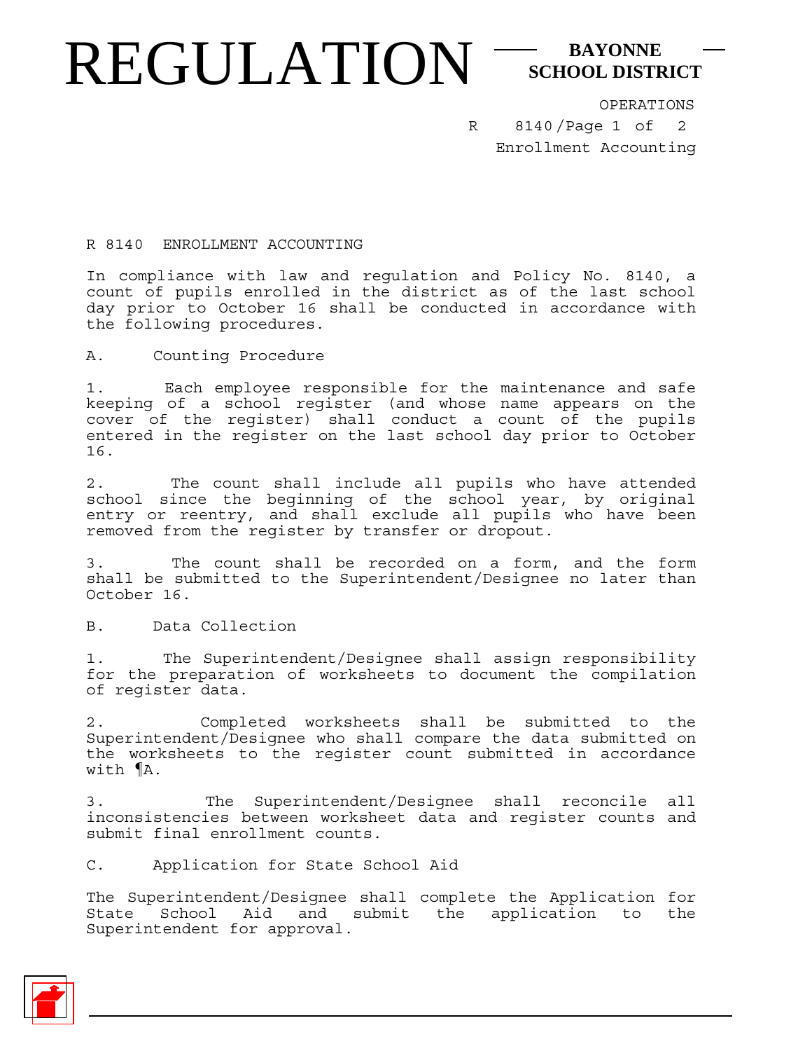# R 8140 ENROLLMENT ACCOUNTING

In compliance with law and regulation and Policy No. 8140, a count of pupils enrolled in the district as of the last school day prior to October 16 shall be conducted in accordance with the following procedures.

## A. Counting Procedure

1. Each employee responsible for the maintenance and safe keeping of a school register (and whose name appears on the cover of the register) shall conduct a count of the pupils entered in the register on the last school day prior to October 16.

2. The count shall include all pupils who have attended school since the beginning of the school year, by original entry or reentry, and shall exclude all pupils who have been removed from the register by transfer or dropout.

3. The count shall be recorded on a form, and the form shall be submitted to the Superintendent/Designee no later than October 16.

## B. Data Collection

1. The Superintendent/Designee shall assign responsibility for the preparation of worksheets to document the compilation of register data.

2. Completed worksheets shall be submitted to the Superintendent/Designee who shall compare the data submitted on the worksheets to the register count submitted in accordance with ¶A.

3. The Superintendent/Designee shall reconcile all inconsistencies between worksheet data and register counts and submit final enrollment counts.

## C. Application for State School Aid

The Superintendent/Designee shall complete the Application for State School Aid and submit the application to the Superintendent for approval.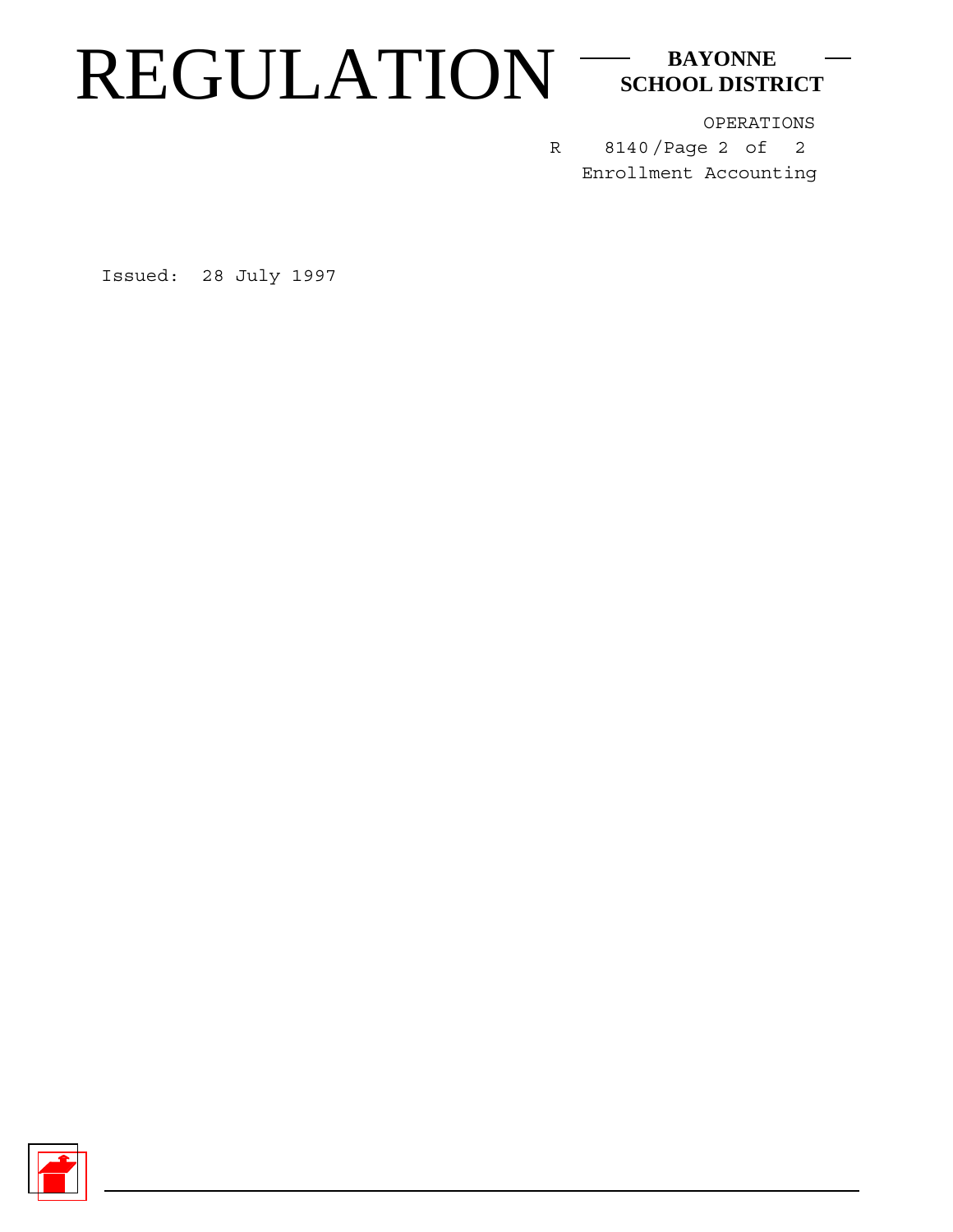Issued: 28 July 1997